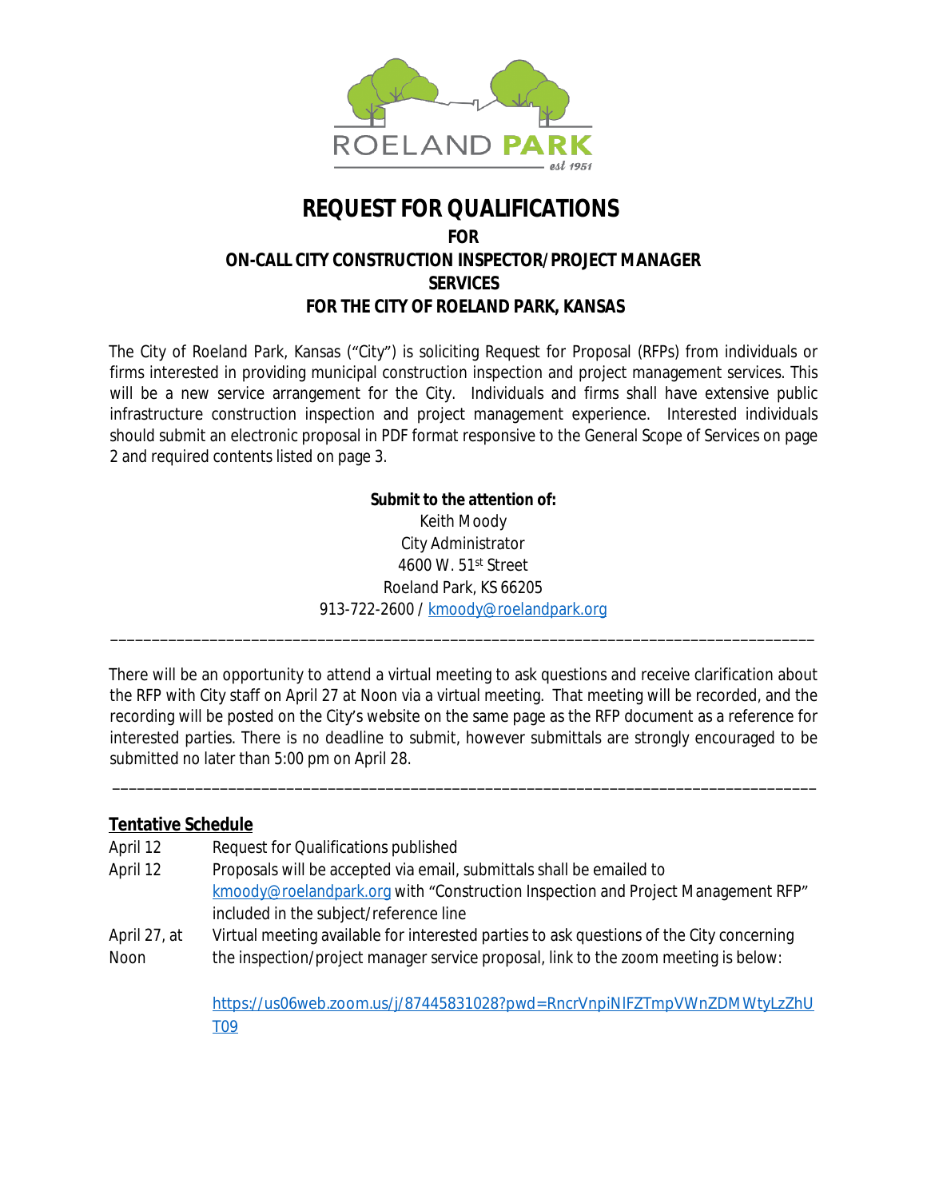ROELAND PARK

est 1951

# REQUEST FOR QUALIFICATIONS

**FOR**

**ON-CALL CITY CONSTRUCTION INSPECTOR/PROJECT MANAGER SERVICES**

**FOR THE CITY OF ROELAND PARK, KANSAS**

The City of Roeland Park, Kansas ("City") is soliciting Request for Proposal (RFPs) from individuals or firms interested in providing municipal construction inspection and project management services. This will be a new service arrangement for the City. Individuals and firms shall have extensive public infrastructure construction inspection and project management experience. Interested individuals should submit an electronic proposal in PDF format responsive to the General Scope of Services on page 2 and required contents listed on page 3.

**Submit to the attention of:**
Keith Moody
City Administrator
4600 W. 51st Street
Roeland Park, KS 66205
913-722-2600 / kmoody@roelandpark.org

---

There will be an opportunity to attend a virtual meeting to ask questions and receive clarification about the RFP with City staff on April 27 at Noon via a virtual meeting. That meeting will be recorded, and the recording will be posted on the City's website on the same page as the RFP document as a reference for interested parties. There is no deadline to submit, however submittals are strongly encouraged to be submitted no later than 5:00 pm on April 28.

---

## Tentative Schedule

| | |
|---|---|
| April 12 | Request for Qualifications published |
| April 12 | Proposals will be accepted via email, submittals shall be emailed to kmoody@roelandpark.org with "Construction Inspection and Project Management RFP" included in the subject/reference line |
| April 27, at Noon | Virtual meeting available for interested parties to ask questions of the City concerning the inspection/project manager service proposal, link to the zoom meeting is below:<br><br>https://us06web.zoom.us/j/87445831028?pwd=RncrVnpiNlFZTmpVWnZDMWtyLzZhUT09 |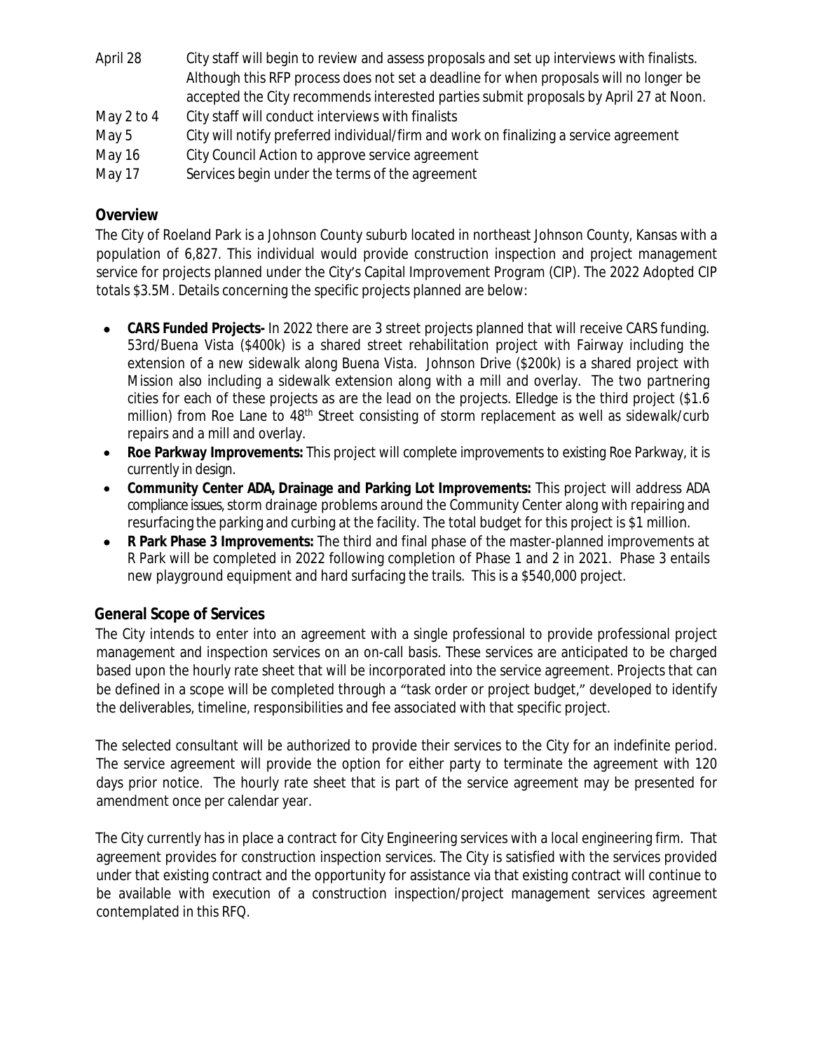| | |
|---|---|
| April 28 | City staff will begin to review and assess proposals and set up interviews with finalists. Although this RFP process does not set a deadline for when proposals will no longer be accepted the City recommends interested parties submit proposals by April 27 at Noon. |
| May 2 to 4 | City staff will conduct interviews with finalists |
| May 5 | City will notify preferred individual/firm and work on finalizing a service agreement |
| May 16 | City Council Action to approve service agreement |
| May 17 | Services begin under the terms of the agreement |

## Overview

The City of Roeland Park is a Johnson County suburb located in northeast Johnson County, Kansas with a population of 6,827. This individual would provide construction inspection and project management service for projects planned under the City's Capital Improvement Program (CIP). The 2022 Adopted CIP totals $3.5M. Details concerning the specific projects planned are below:

- **CARS Funded Projects-** In 2022 there are 3 street projects planned that will receive CARS funding. 53rd/Buena Vista ($400k) is a shared street rehabilitation project with Fairway including the extension of a new sidewalk along Buena Vista. Johnson Drive ($200k) is a shared project with Mission also including a sidewalk extension along with a mill and overlay. The two partnering cities for each of these projects as are the lead on the projects. Elledge is the third project ($1.6 million) from Roe Lane to 48th Street consisting of storm replacement as well as sidewalk/curb repairs and a mill and overlay.
- **Roe Parkway Improvements:** This project will complete improvements to existing Roe Parkway, it is currently in design.
- **Community Center ADA, Drainage and Parking Lot Improvements:** This project will address ADA compliance issues, storm drainage problems around the Community Center along with repairing and resurfacing the parking and curbing at the facility. The total budget for this project is $1 million.
- **R Park Phase 3 Improvements:** The third and final phase of the master-planned improvements at R Park will be completed in 2022 following completion of Phase 1 and 2 in 2021. Phase 3 entails new playground equipment and hard surfacing the trails. This is a $540,000 project.

## General Scope of Services

The City intends to enter into an agreement with a single professional to provide professional project management and inspection services on an on-call basis. These services are anticipated to be charged based upon the hourly rate sheet that will be incorporated into the service agreement. Projects that can be defined in a scope will be completed through a "task order or project budget," developed to identify the deliverables, timeline, responsibilities and fee associated with that specific project.

The selected consultant will be authorized to provide their services to the City for an indefinite period. The service agreement will provide the option for either party to terminate the agreement with 120 days prior notice. The hourly rate sheet that is part of the service agreement may be presented for amendment once per calendar year.

The City currently has in place a contract for City Engineering services with a local engineering firm. That agreement provides for construction inspection services. The City is satisfied with the services provided under that existing contract and the opportunity for assistance via that existing contract will continue to be available with execution of a construction inspection/project management services agreement contemplated in this RFQ.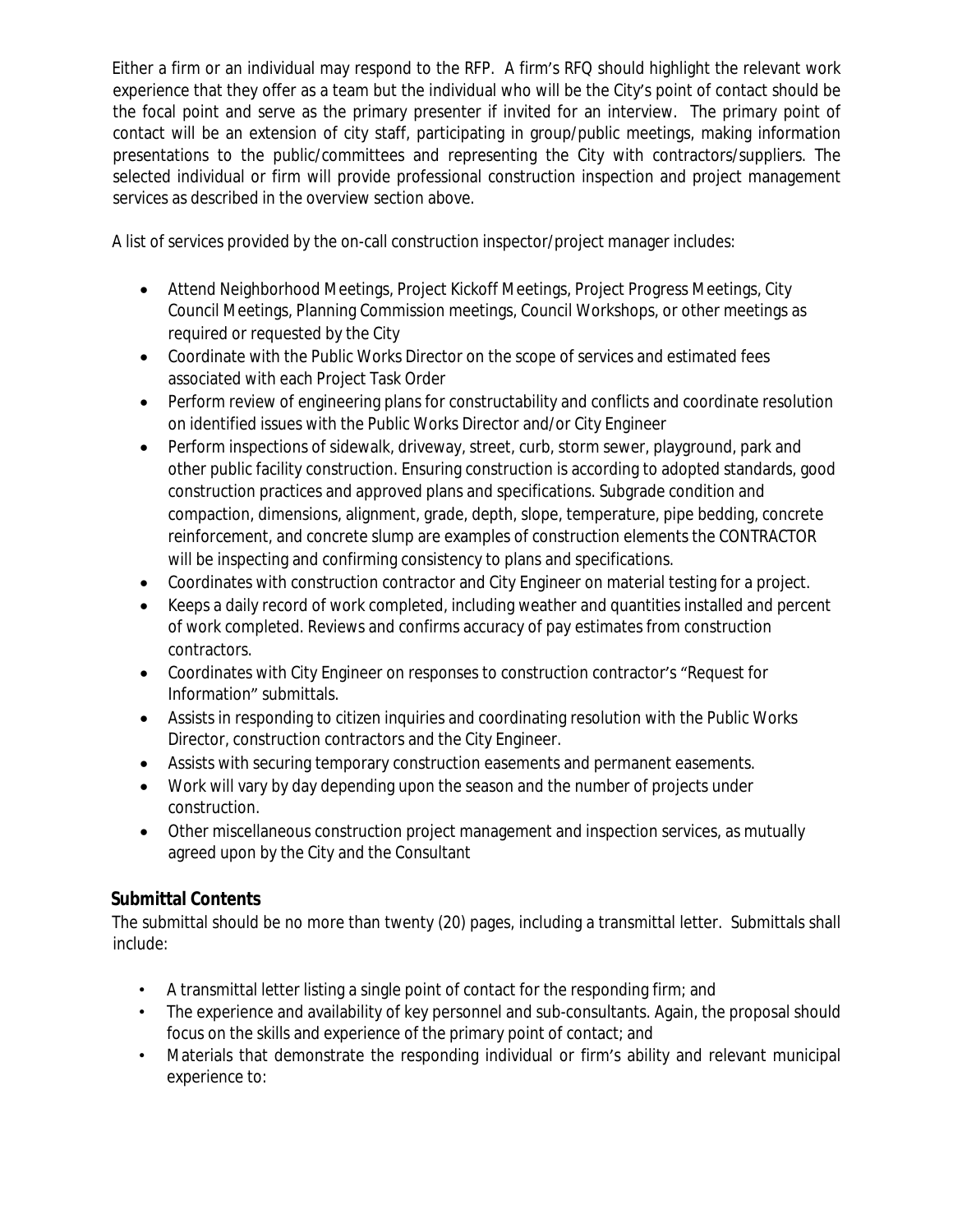Either a firm or an individual may respond to the RFP. A firm's RFQ should highlight the relevant work experience that they offer as a team but the individual who will be the City's point of contact should be the focal point and serve as the primary presenter if invited for an interview. The primary point of contact will be an extension of city staff, participating in group/public meetings, making information presentations to the public/committees and representing the City with contractors/suppliers. The selected individual or firm will provide professional construction inspection and project management services as described in the overview section above.

A list of services provided by the on-call construction inspector/project manager includes:

- Attend Neighborhood Meetings, Project Kickoff Meetings, Project Progress Meetings, City Council Meetings, Planning Commission meetings, Council Workshops, or other meetings as required or requested by the City
- Coordinate with the Public Works Director on the scope of services and estimated fees associated with each Project Task Order
- Perform review of engineering plans for constructability and conflicts and coordinate resolution on identified issues with the Public Works Director and/or City Engineer
- Perform inspections of sidewalk, driveway, street, curb, storm sewer, playground, park and other public facility construction. Ensuring construction is according to adopted standards, good construction practices and approved plans and specifications. Subgrade condition and compaction, dimensions, alignment, grade, depth, slope, temperature, pipe bedding, concrete reinforcement, and concrete slump are examples of construction elements the CONTRACTOR will be inspecting and confirming consistency to plans and specifications.
- Coordinates with construction contractor and City Engineer on material testing for a project.
- Keeps a daily record of work completed, including weather and quantities installed and percent of work completed. Reviews and confirms accuracy of pay estimates from construction contractors.
- Coordinates with City Engineer on responses to construction contractor's "Request for Information" submittals.
- Assists in responding to citizen inquiries and coordinating resolution with the Public Works Director, construction contractors and the City Engineer.
- Assists with securing temporary construction easements and permanent easements.
- Work will vary by day depending upon the season and the number of projects under construction.
- Other miscellaneous construction project management and inspection services, as mutually agreed upon by the City and the Consultant

### Submittal Contents

The submittal should be no more than twenty (20) pages, including a transmittal letter. Submittals shall include:

- A transmittal letter listing a single point of contact for the responding firm; and
- The experience and availability of key personnel and sub-consultants. Again, the proposal should focus on the skills and experience of the primary point of contact; and
- Materials that demonstrate the responding individual or firm's ability and relevant municipal experience to: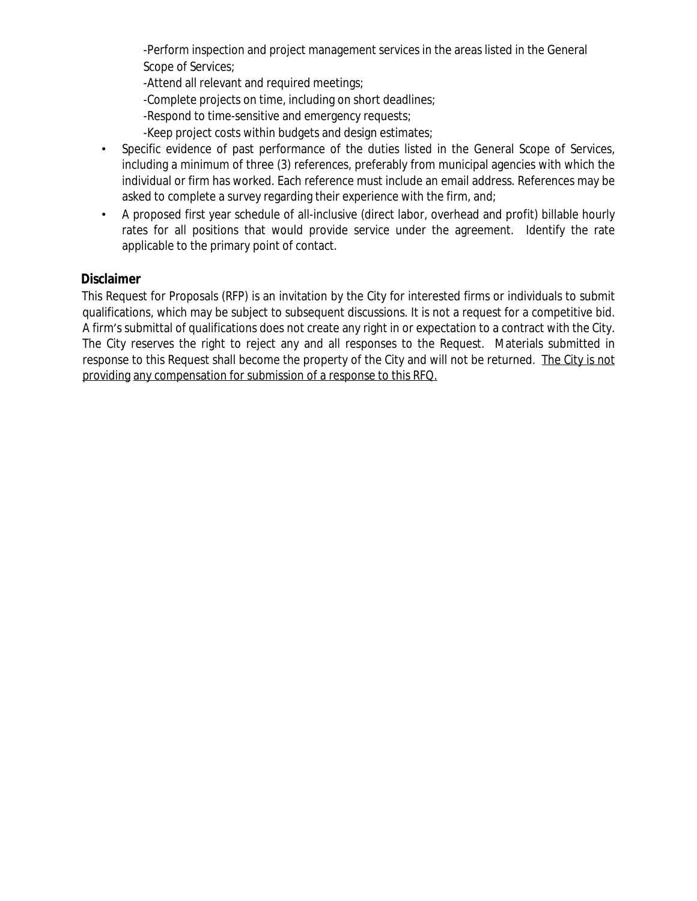-Perform inspection and project management services in the areas listed in the General Scope of Services;

-Attend all relevant and required meetings;

-Complete projects on time, including on short deadlines;

-Respond to time-sensitive and emergency requests;

-Keep project costs within budgets and design estimates;

- Specific evidence of past performance of the duties listed in the General Scope of Services, including a minimum of three (3) references, preferably from municipal agencies with which the individual or firm has worked. Each reference must include an email address. References may be asked to complete a survey regarding their experience with the firm, and;
- A proposed first year schedule of all-inclusive (direct labor, overhead and profit) billable hourly rates for all positions that would provide service under the agreement. Identify the rate applicable to the primary point of contact.

**Disclaimer**

This Request for Proposals (RFP) is an invitation by the City for interested firms or individuals to submit qualifications, which may be subject to subsequent discussions. It is not a request for a competitive bid. A firm's submittal of qualifications does not create any right in or expectation to a contract with the City. The City reserves the right to reject any and all responses to the Request. Materials submitted in response to this Request shall become the property of the City and will not be returned. The City is not providing any compensation for submission of a response to this RFQ.